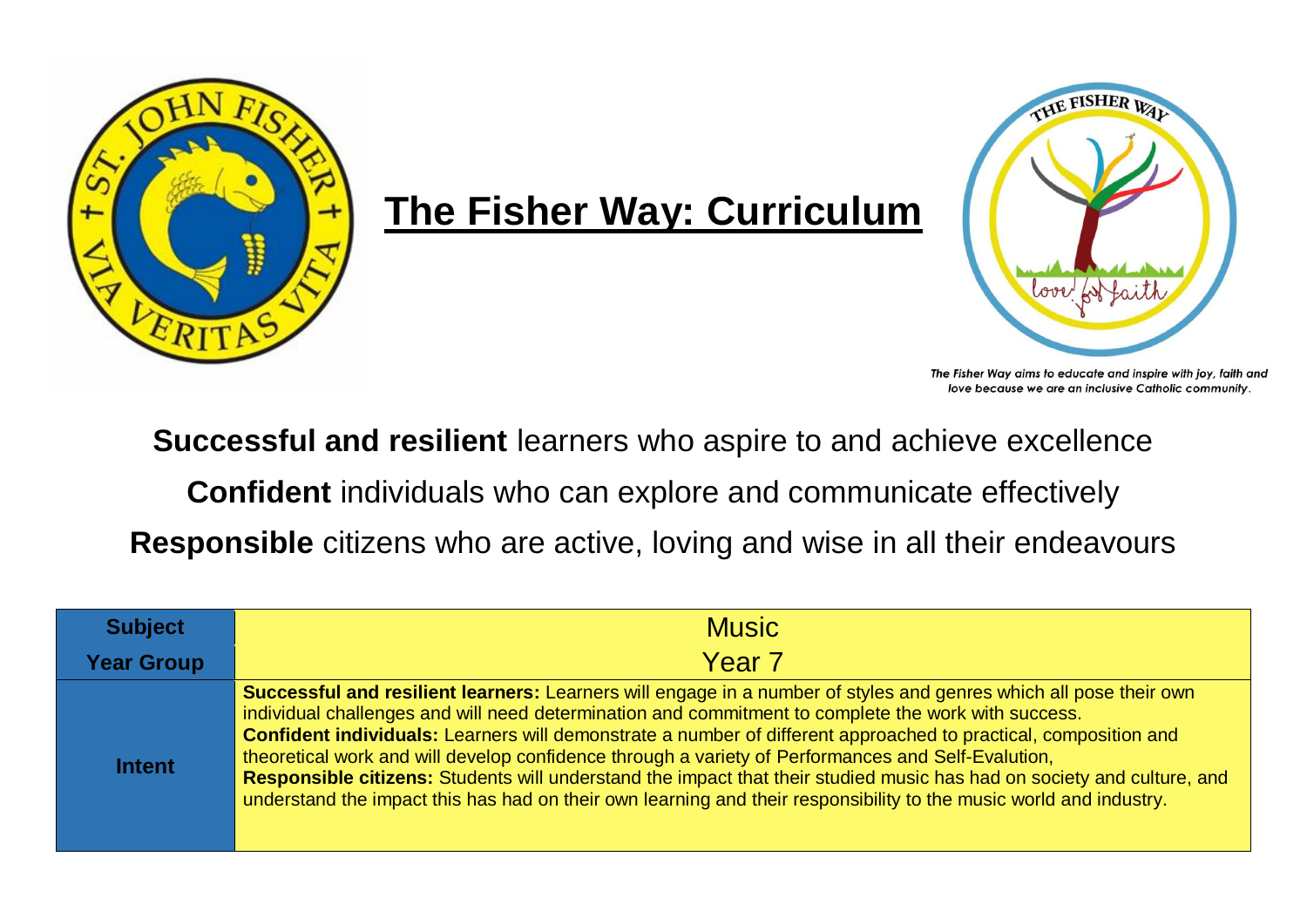# The Fisher Way: Curriculum

*The Fisher Way aims to educate and inspire with joy, faith and love because we are an inclusive Catholic community.*

**Successful and resilient** learners who aspire to and achieve excellence

**Confident** individuals who can explore and communicate effectively

**Responsible** citizens who are active, loving and wise in all their endeavours

| **Subject** | Music |
|---|---|
| **Year Group** | Year 7 |
| **Intent** | **Successful and resilient learners:** Learners will engage in a number of styles and genres which all pose their own individual challenges and will need determination and commitment to complete the work with success. **Confident individuals:** Learners will demonstrate a number of different approached to practical, composition and theoretical work and will develop confidence through a variety of Performances and Self-Evalution, **Responsible citizens:** Students will understand the impact that their studied music has had on society and culture, and understand the impact this has had on their own learning and their responsibility to the music world and industry. |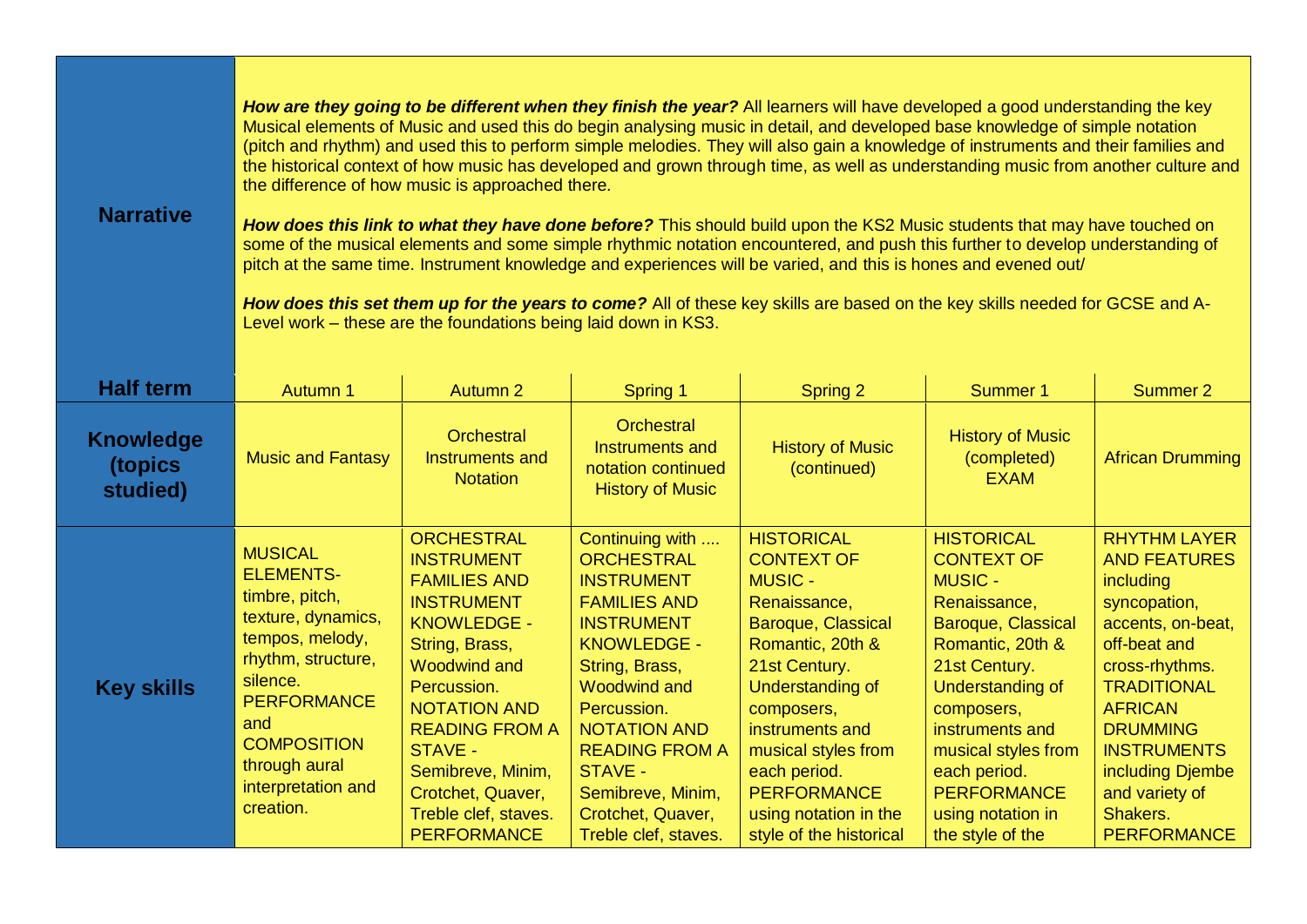| | | | | | | |
|---|---|---|---|---|---|---|
| **Narrative** | ***How are they going to be different when they finish the year?*** All learners will have developed a good understanding the key Musical elements of Music and used this do begin analysing music in detail, and developed base knowledge of simple notation (pitch and rhythm) and used this to perform simple melodies. They will also gain a knowledge of instruments and their families and the historical context of how music has developed and grown through time, as well as understanding music from another culture and the difference of how music is approached there.<br><br>***How does this link to what they have done before?*** This should build upon the KS2 Music students that may have touched on some of the musical elements and some simple rhythmic notation encountered, and push this further to develop understanding of pitch at the same time. Instrument knowledge and experiences will be varied, and this is hones and evened out/<br><br>***How does this set them up for the years to come?*** All of these key skills are based on the key skills needed for GCSE and A-Level work – these are the foundations being laid down in KS3. | | | | | |
| **Half term** | Autumn 1 | Autumn 2 | Spring 1 | Spring 2 | Summer 1 | Summer 2 |
| **Knowledge (topics studied)** | Music and Fantasy | Orchestral Instruments and Notation | Orchestral Instruments and notation continued History of Music | History of Music (continued) | History of Music (completed) EXAM | African Drumming |
| **Key skills** | MUSICAL ELEMENTS- timbre, pitch, texture, dynamics, tempos, melody, rhythm, structure, silence. PERFORMANCE and COMPOSITION through aural interpretation and creation. | ORCHESTRAL INSTRUMENT FAMILIES AND INSTRUMENT KNOWLEDGE - String, Brass, Woodwind and Percussion. NOTATION AND READING FROM A STAVE - Semibreve, Minim, Crotchet, Quaver, Treble clef, staves. PERFORMANCE | Continuing with .... ORCHESTRAL INSTRUMENT FAMILIES AND INSTRUMENT KNOWLEDGE - String, Brass, Woodwind and Percussion. NOTATION AND READING FROM A STAVE - Semibreve, Minim, Crotchet, Quaver, Treble clef, staves. | HISTORICAL CONTEXT OF MUSIC - Renaissance, Baroque, Classical Romantic, 20th & 21st Century. Understanding of composers, instruments and musical styles from each period. PERFORMANCE using notation in the style of the historical | HISTORICAL CONTEXT OF MUSIC - Renaissance, Baroque, Classical Romantic, 20th & 21st Century. Understanding of composers, instruments and musical styles from each period. PERFORMANCE using notation in the style of the | RHYTHM LAYER AND FEATURES including syncopation, accents, on-beat, off-beat and cross-rhythms. TRADITIONAL AFRICAN DRUMMING INSTRUMENTS including Djembe and variety of Shakers. PERFORMANCE |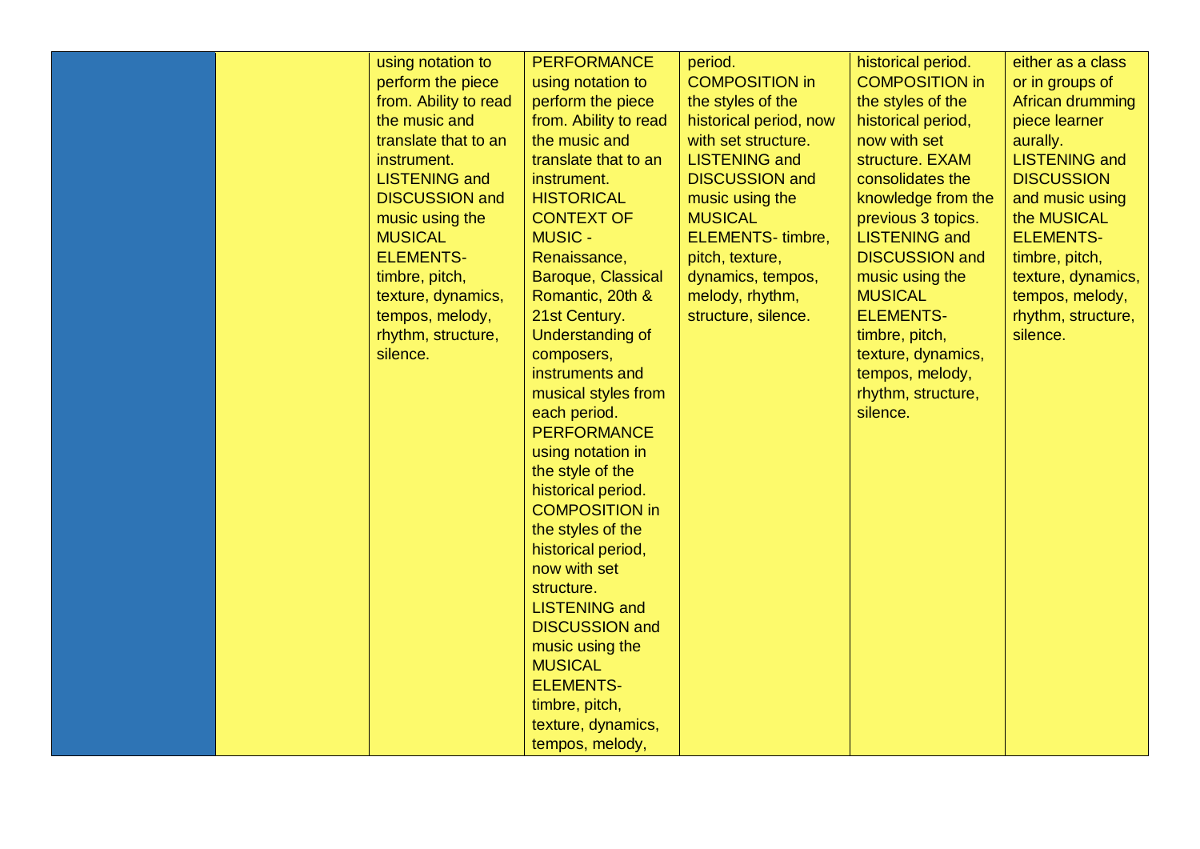| | | | | | | |
|---|---|---|---|---|---|---|
| | | using notation to perform the piece from. Ability to read the music and translate that to an instrument. LISTENING and DISCUSSION and music using the MUSICAL ELEMENTS- timbre, pitch, texture, dynamics, tempos, melody, rhythm, structure, silence. | PERFORMANCE using notation to perform the piece from. Ability to read the music and translate that to an instrument. HISTORICAL CONTEXT OF MUSIC - Renaissance, Baroque, Classical Romantic, 20th & 21st Century. Understanding of composers, instruments and musical styles from each period. PERFORMANCE using notation in the style of the historical period. COMPOSITION in the styles of the historical period, now with set structure. LISTENING and DISCUSSION and music using the MUSICAL ELEMENTS- timbre, pitch, texture, dynamics, tempos, melody, | period. COMPOSITION in the styles of the historical period, now with set structure. LISTENING and DISCUSSION and music using the MUSICAL ELEMENTS- timbre, pitch, texture, dynamics, tempos, melody, rhythm, structure, silence. | historical period. COMPOSITION in the styles of the historical period, now with set structure. EXAM consolidates the knowledge from the previous 3 topics. LISTENING and DISCUSSION and music using the MUSICAL ELEMENTS- timbre, pitch, texture, dynamics, tempos, melody, rhythm, structure, silence. | either as a class or in groups of African drumming piece learner aurally. LISTENING and DISCUSSION and music using the MUSICAL ELEMENTS- timbre, pitch, texture, dynamics, tempos, melody, rhythm, structure, silence. |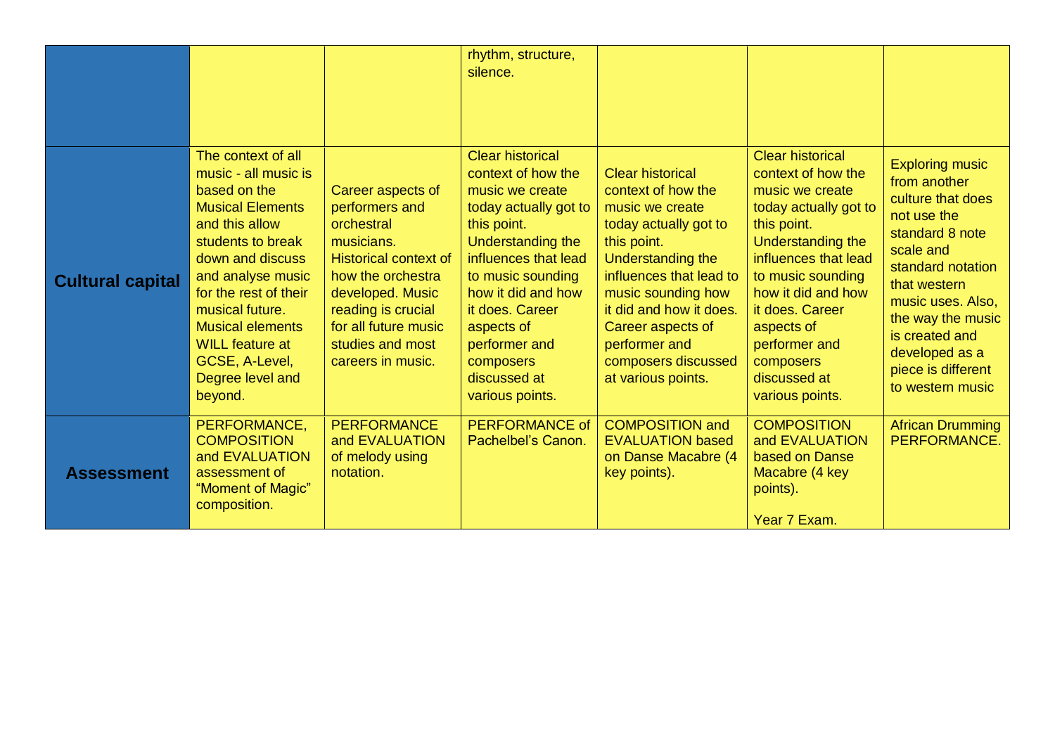| | | | | | | |
|---|---|---|---|---|---|---|
| | | | rhythm, structure, silence. | | | |
| **Cultural capital** | The context of all music - all music is based on the Musical Elements and this allow students to break down and discuss and analyse music for the rest of their musical future. Musical elements WILL feature at GCSE, A-Level, Degree level and beyond. | Career aspects of performers and orchestral musicians. Historical context of how the orchestra developed. Music reading is crucial for all future music studies and most careers in music. | Clear historical context of how the music we create today actually got to this point. Understanding the influences that lead to music sounding how it did and how it does. Career aspects of performer and composers discussed at various points. | Clear historical context of how the music we create today actually got to this point. Understanding the influences that lead to music sounding how it did and how it does. Career aspects of performer and composers discussed at various points. | Clear historical context of how the music we create today actually got to this point. Understanding the influences that lead to music sounding how it did and how it does. Career aspects of performer and composers discussed at various points. | Exploring music from another culture that does not use the standard 8 note scale and standard notation that western music uses. Also, the way the music is created and developed as a piece is different to western music |
| **Assessment** | PERFORMANCE, COMPOSITION and EVALUATION assessment of "Moment of Magic" composition. | PERFORMANCE and EVALUATION of melody using notation. | PERFORMANCE of Pachelbel's Canon. | COMPOSITION and EVALUATION based on Danse Macabre (4 key points). | COMPOSITION and EVALUATION based on Danse Macabre (4 key points).<br><br>Year 7 Exam. | African Drumming PERFORMANCE. |